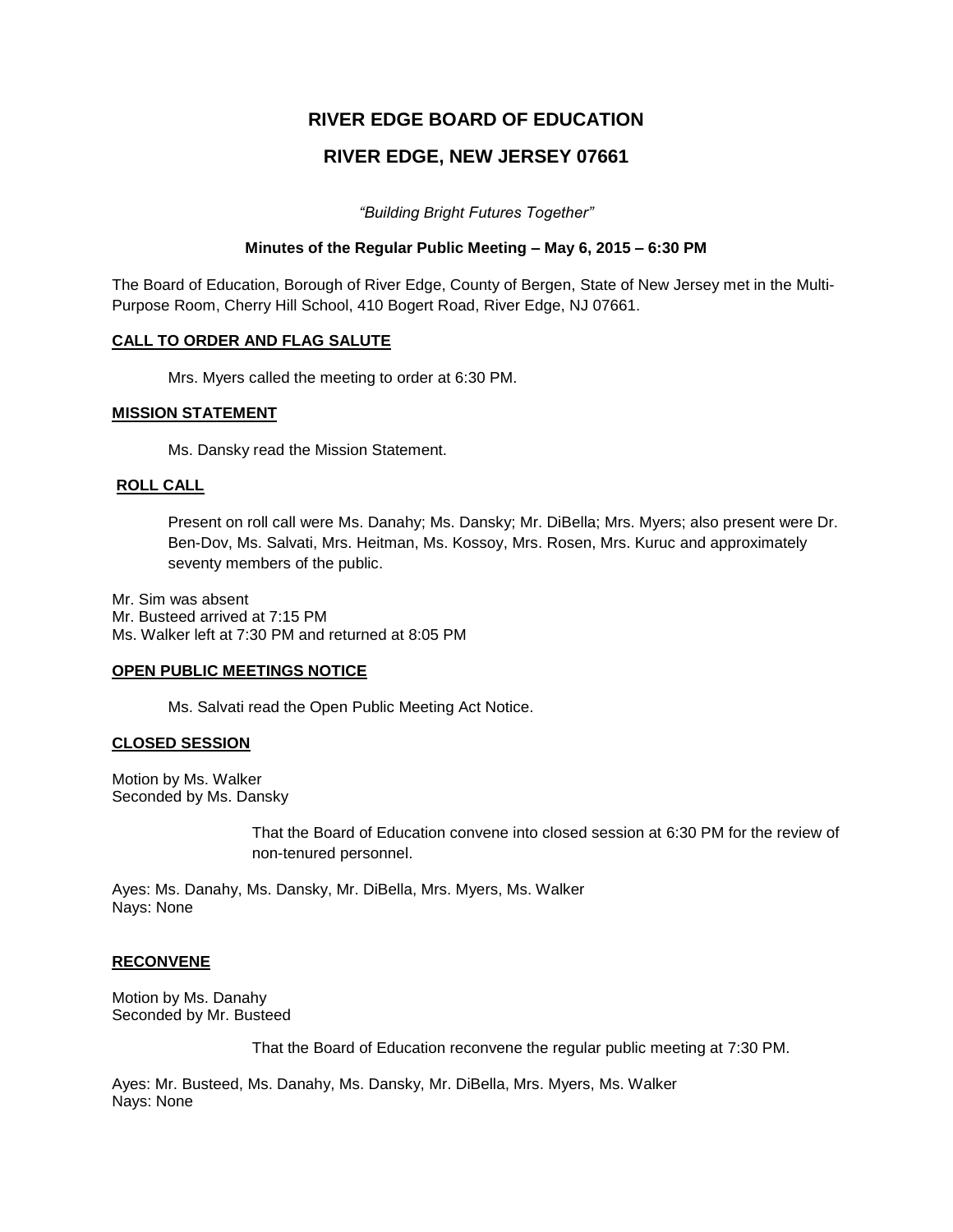# RIVER EDGE BOARD OF EDUCATION

# RIVER EDGE, NEW JERSEY 07661

*"Building Bright Futures Together"*

**Minutes of the Regular Public Meeting – May 6, 2015 – 6:30 PM**

The Board of Education, Borough of River Edge, County of Bergen, State of New Jersey met in the Multi-Purpose Room, Cherry Hill School, 410 Bogert Road, River Edge, NJ 07661.

**CALL TO ORDER AND FLAG SALUTE**

Mrs. Myers called the meeting to order at 6:30 PM.

**MISSION STATEMENT**

Ms. Dansky read the Mission Statement.

**ROLL CALL**

Present on roll call were Ms. Danahy; Ms. Dansky; Mr. DiBella; Mrs. Myers; also present were Dr. Ben-Dov, Ms. Salvati, Mrs. Heitman, Ms. Kossoy, Mrs. Rosen, Mrs. Kuruc and approximately seventy members of the public.

Mr. Sim was absent
Mr. Busteed arrived at 7:15 PM
Ms. Walker left at 7:30 PM and returned at 8:05 PM

**OPEN PUBLIC MEETINGS NOTICE**

Ms. Salvati read the Open Public Meeting Act Notice.

**CLOSED SESSION**

Motion by Ms. Walker
Seconded by Ms. Dansky

That the Board of Education convene into closed session at 6:30 PM for the review of non-tenured personnel.

Ayes: Ms. Danahy, Ms. Dansky, Mr. DiBella, Mrs. Myers, Ms. Walker
Nays: None

**RECONVENE**

Motion by Ms. Danahy
Seconded by Mr. Busteed

That the Board of Education reconvene the regular public meeting at 7:30 PM.

Ayes: Mr. Busteed, Ms. Danahy, Ms. Dansky, Mr. DiBella, Mrs. Myers, Ms. Walker
Nays: None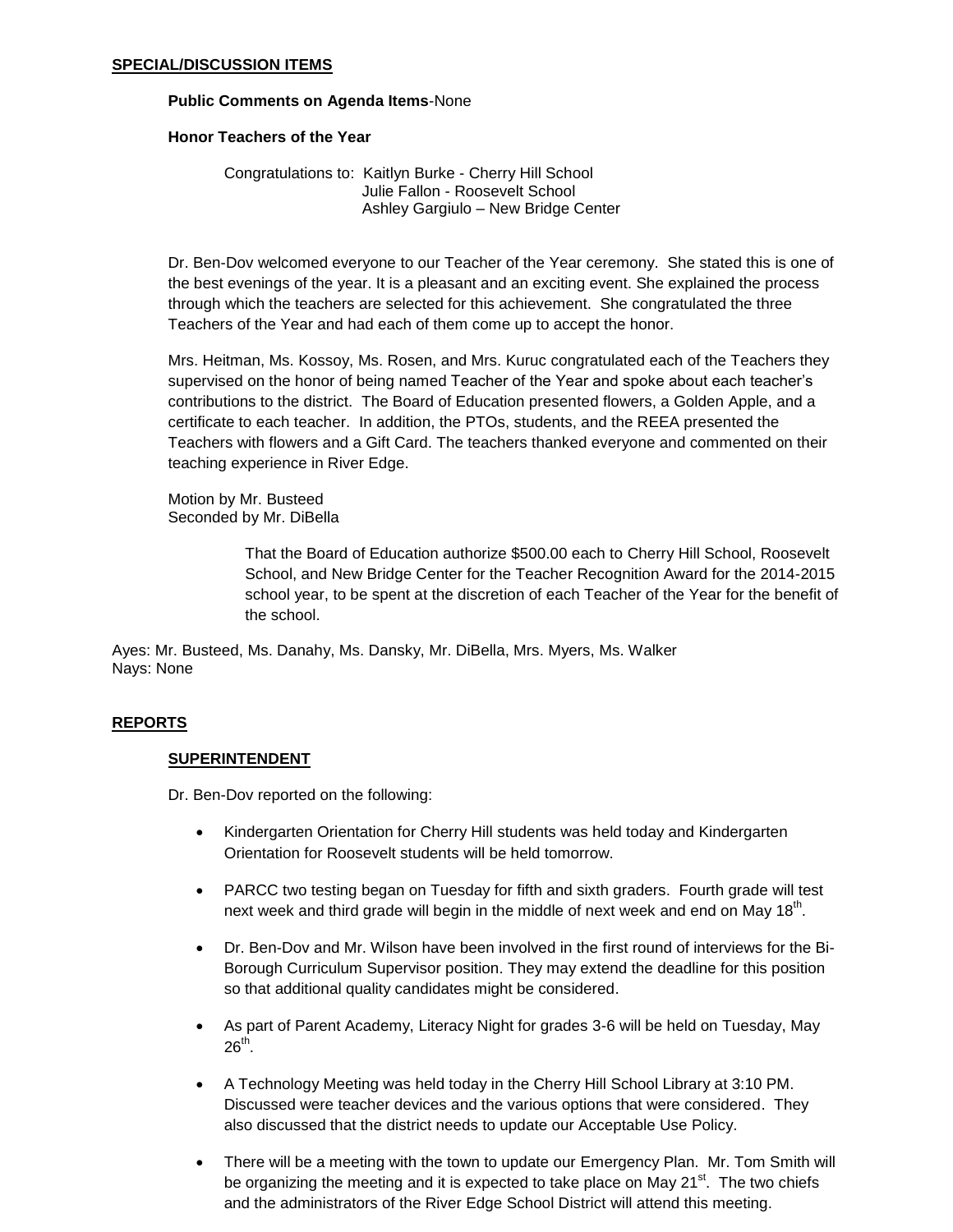## SPECIAL/DISCUSSION ITEMS

**Public Comments on Agenda Items**-None

**Honor Teachers of the Year**

Congratulations to: Kaitlyn Burke - Cherry Hill School
Julie Fallon - Roosevelt School
Ashley Gargiulo – New Bridge Center

Dr. Ben-Dov welcomed everyone to our Teacher of the Year ceremony. She stated this is one of the best evenings of the year. It is a pleasant and an exciting event. She explained the process through which the teachers are selected for this achievement. She congratulated the three Teachers of the Year and had each of them come up to accept the honor.

Mrs. Heitman, Ms. Kossoy, Ms. Rosen, and Mrs. Kuruc congratulated each of the Teachers they supervised on the honor of being named Teacher of the Year and spoke about each teacher's contributions to the district. The Board of Education presented flowers, a Golden Apple, and a certificate to each teacher. In addition, the PTOs, students, and the REEA presented the Teachers with flowers and a Gift Card. The teachers thanked everyone and commented on their teaching experience in River Edge.

Motion by Mr. Busteed
Seconded by Mr. DiBella

That the Board of Education authorize $500.00 each to Cherry Hill School, Roosevelt School, and New Bridge Center for the Teacher Recognition Award for the 2014-2015 school year, to be spent at the discretion of each Teacher of the Year for the benefit of the school.

Ayes: Mr. Busteed, Ms. Danahy, Ms. Dansky, Mr. DiBella, Mrs. Myers, Ms. Walker
Nays: None

## REPORTS

### SUPERINTENDENT

Dr. Ben-Dov reported on the following:

- Kindergarten Orientation for Cherry Hill students was held today and Kindergarten Orientation for Roosevelt students will be held tomorrow.
- PARCC two testing began on Tuesday for fifth and sixth graders. Fourth grade will test next week and third grade will begin in the middle of next week and end on May 18th.
- Dr. Ben-Dov and Mr. Wilson have been involved in the first round of interviews for the Bi-Borough Curriculum Supervisor position. They may extend the deadline for this position so that additional quality candidates might be considered.
- As part of Parent Academy, Literacy Night for grades 3-6 will be held on Tuesday, May 26th.
- A Technology Meeting was held today in the Cherry Hill School Library at 3:10 PM. Discussed were teacher devices and the various options that were considered. They also discussed that the district needs to update our Acceptable Use Policy.
- There will be a meeting with the town to update our Emergency Plan. Mr. Tom Smith will be organizing the meeting and it is expected to take place on May 21st. The two chiefs and the administrators of the River Edge School District will attend this meeting.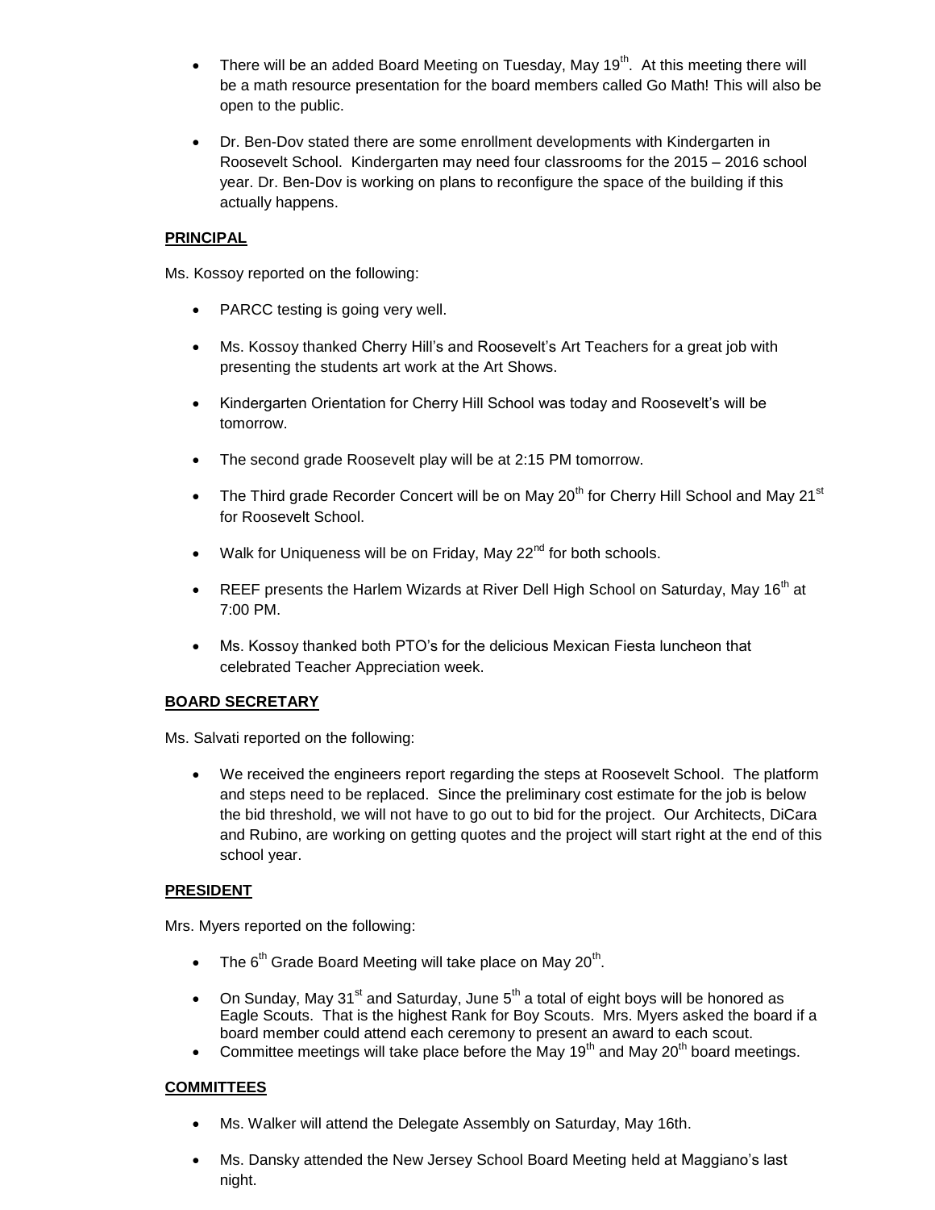- There will be an added Board Meeting on Tuesday, May 19th. At this meeting there will be a math resource presentation for the board members called Go Math! This will also be open to the public.

- Dr. Ben-Dov stated there are some enrollment developments with Kindergarten in Roosevelt School. Kindergarten may need four classrooms for the 2015 – 2016 school year. Dr. Ben-Dov is working on plans to reconfigure the space of the building if this actually happens.

**PRINCIPAL**

Ms. Kossoy reported on the following:

- PARCC testing is going very well.

- Ms. Kossoy thanked Cherry Hill's and Roosevelt's Art Teachers for a great job with presenting the students art work at the Art Shows.

- Kindergarten Orientation for Cherry Hill School was today and Roosevelt's will be tomorrow.

- The second grade Roosevelt play will be at 2:15 PM tomorrow.

- The Third grade Recorder Concert will be on May 20th for Cherry Hill School and May 21st for Roosevelt School.

- Walk for Uniqueness will be on Friday, May 22nd for both schools.

- REEF presents the Harlem Wizards at River Dell High School on Saturday, May 16th at 7:00 PM.

- Ms. Kossoy thanked both PTO's for the delicious Mexican Fiesta luncheon that celebrated Teacher Appreciation week.

**BOARD SECRETARY**

Ms. Salvati reported on the following:

- We received the engineers report regarding the steps at Roosevelt School. The platform and steps need to be replaced. Since the preliminary cost estimate for the job is below the bid threshold, we will not have to go out to bid for the project. Our Architects, DiCara and Rubino, are working on getting quotes and the project will start right at the end of this school year.

**PRESIDENT**

Mrs. Myers reported on the following:

- The 6th Grade Board Meeting will take place on May 20th.

- On Sunday, May 31st and Saturday, June 5th a total of eight boys will be honored as Eagle Scouts. That is the highest Rank for Boy Scouts. Mrs. Myers asked the board if a board member could attend each ceremony to present an award to each scout.
- Committee meetings will take place before the May 19th and May 20th board meetings.

**COMMITTEES**

- Ms. Walker will attend the Delegate Assembly on Saturday, May 16th.

- Ms. Dansky attended the New Jersey School Board Meeting held at Maggiano's last night.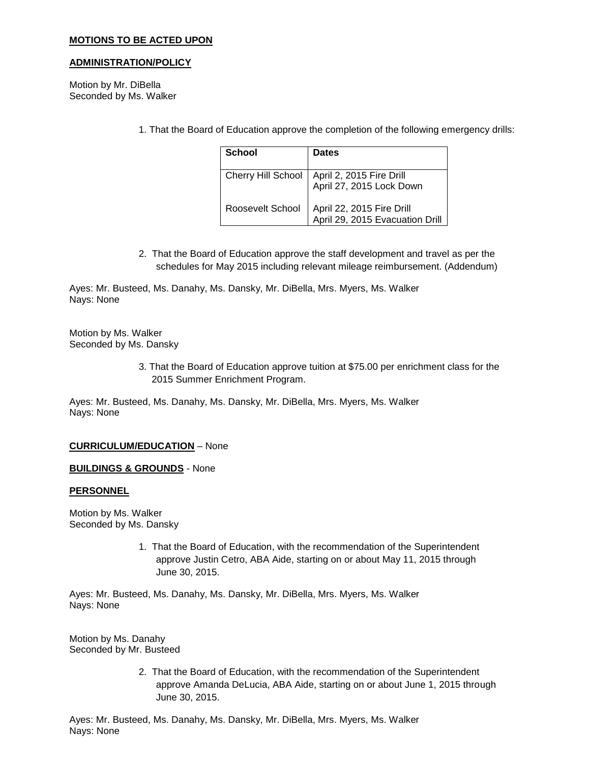**MOTIONS TO BE ACTED UPON**

**ADMINISTRATION/POLICY**

Motion by Mr. DiBella
Seconded by Ms. Walker

1. That the Board of Education approve the completion of the following emergency drills:

| School | Dates |
|---|---|
| Cherry Hill School | April 2, 2015 Fire Drill<br>April 27, 2015 Lock Down |
| Roosevelt School | April 22, 2015 Fire Drill<br>April 29, 2015 Evacuation Drill |

2. That the Board of Education approve the staff development and travel as per the schedules for May 2015 including relevant mileage reimbursement. (Addendum)

Ayes: Mr. Busteed, Ms. Danahy, Ms. Dansky, Mr. DiBella, Mrs. Myers, Ms. Walker
Nays: None

Motion by Ms. Walker
Seconded by Ms. Dansky

3. That the Board of Education approve tuition at $75.00 per enrichment class for the 2015 Summer Enrichment Program.

Ayes: Mr. Busteed, Ms. Danahy, Ms. Dansky, Mr. DiBella, Mrs. Myers, Ms. Walker
Nays: None

**CURRICULUM/EDUCATION** – None

**BUILDINGS & GROUNDS** - None

**PERSONNEL**

Motion by Ms. Walker
Seconded by Ms. Dansky

1. That the Board of Education, with the recommendation of the Superintendent approve Justin Cetro, ABA Aide, starting on or about May 11, 2015 through June 30, 2015.

Ayes: Mr. Busteed, Ms. Danahy, Ms. Dansky, Mr. DiBella, Mrs. Myers, Ms. Walker
Nays: None

Motion by Ms. Danahy
Seconded by Mr. Busteed

2. That the Board of Education, with the recommendation of the Superintendent approve Amanda DeLucia, ABA Aide, starting on or about June 1, 2015 through June 30, 2015.

Ayes: Mr. Busteed, Ms. Danahy, Ms. Dansky, Mr. DiBella, Mrs. Myers, Ms. Walker
Nays: None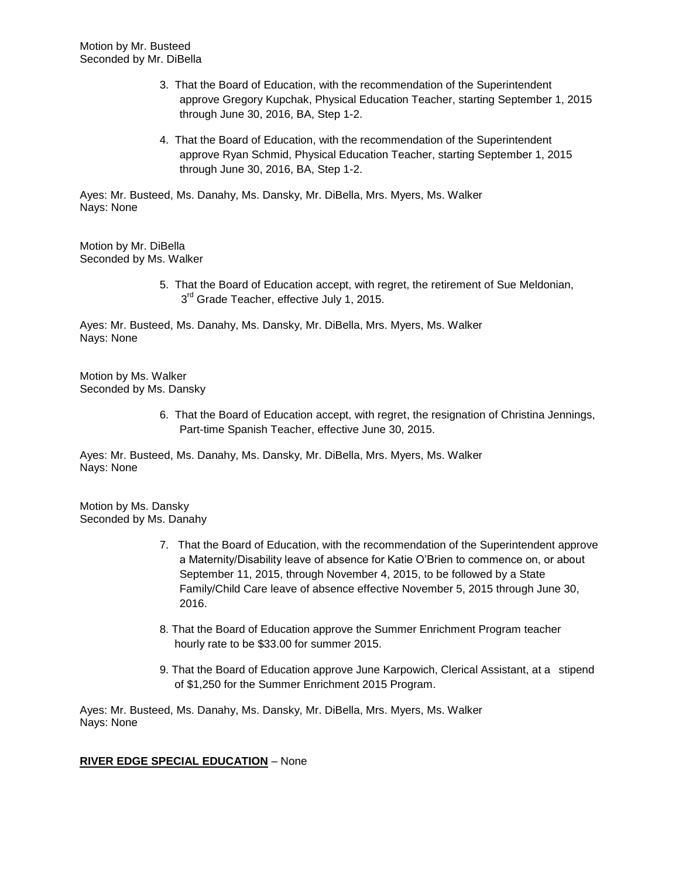Motion by Mr. Busteed
Seconded by Mr. DiBella

3. That the Board of Education, with the recommendation of the Superintendent approve Gregory Kupchak, Physical Education Teacher, starting September 1, 2015 through June 30, 2016, BA, Step 1-2.

4. That the Board of Education, with the recommendation of the Superintendent approve Ryan Schmid, Physical Education Teacher, starting September 1, 2015 through June 30, 2016, BA, Step 1-2.

Ayes: Mr. Busteed, Ms. Danahy, Ms. Dansky, Mr. DiBella, Mrs. Myers, Ms. Walker
Nays: None

Motion by Mr. DiBella
Seconded by Ms. Walker

5. That the Board of Education accept, with regret, the retirement of Sue Meldonian, 3rd Grade Teacher, effective July 1, 2015.

Ayes: Mr. Busteed, Ms. Danahy, Ms. Dansky, Mr. DiBella, Mrs. Myers, Ms. Walker
Nays: None

Motion by Ms. Walker
Seconded by Ms. Dansky

6. That the Board of Education accept, with regret, the resignation of Christina Jennings, Part-time Spanish Teacher, effective June 30, 2015.

Ayes: Mr. Busteed, Ms. Danahy, Ms. Dansky, Mr. DiBella, Mrs. Myers, Ms. Walker
Nays: None

Motion by Ms. Dansky
Seconded by Ms. Danahy

7. That the Board of Education, with the recommendation of the Superintendent approve a Maternity/Disability leave of absence for Katie O'Brien to commence on, or about September 11, 2015, through November 4, 2015, to be followed by a State Family/Child Care leave of absence effective November 5, 2015 through June 30, 2016.

8. That the Board of Education approve the Summer Enrichment Program teacher hourly rate to be $33.00 for summer 2015.

9. That the Board of Education approve June Karpowich, Clerical Assistant, at a stipend of $1,250 for the Summer Enrichment 2015 Program.

Ayes: Mr. Busteed, Ms. Danahy, Ms. Dansky, Mr. DiBella, Mrs. Myers, Ms. Walker
Nays: None

**RIVER EDGE SPECIAL EDUCATION** – None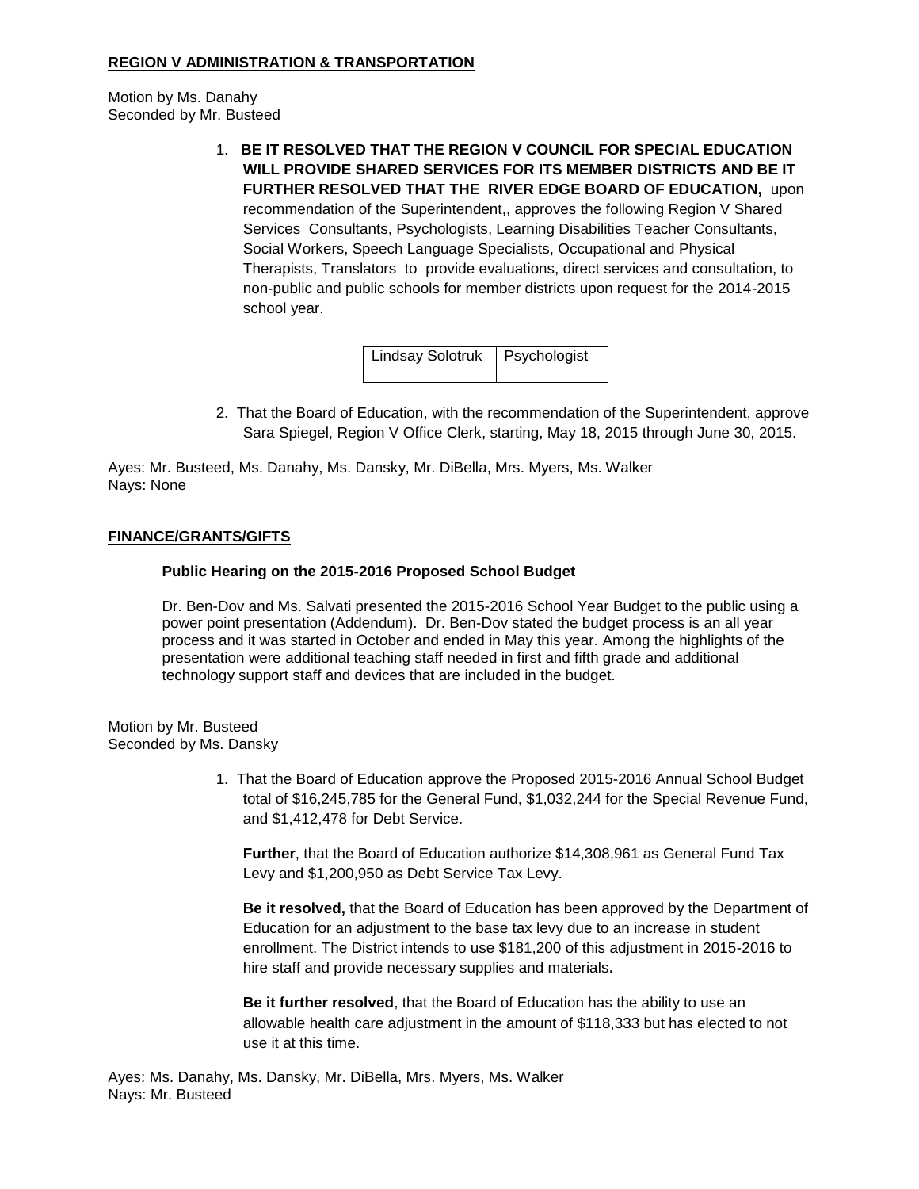**REGION V ADMINISTRATION & TRANSPORTATION**

Motion by Ms. Danahy
Seconded by Mr. Busteed

1. **BE IT RESOLVED THAT THE REGION V COUNCIL FOR SPECIAL EDUCATION WILL PROVIDE SHARED SERVICES FOR ITS MEMBER DISTRICTS AND BE IT FURTHER RESOLVED THAT THE RIVER EDGE BOARD OF EDUCATION,** upon recommendation of the Superintendent,, approves the following Region V Shared Services Consultants, Psychologists, Learning Disabilities Teacher Consultants, Social Workers, Speech Language Specialists, Occupational and Physical Therapists, Translators to provide evaluations, direct services and consultation, to non-public and public schools for member districts upon request for the 2014-2015 school year.

| Lindsay Solotruk | Psychologist |
|---|---|

2. That the Board of Education, with the recommendation of the Superintendent, approve Sara Spiegel, Region V Office Clerk, starting, May 18, 2015 through June 30, 2015.

Ayes: Mr. Busteed, Ms. Danahy, Ms. Dansky, Mr. DiBella, Mrs. Myers, Ms. Walker
Nays: None

**FINANCE/GRANTS/GIFTS**

**Public Hearing on the 2015-2016 Proposed School Budget**

Dr. Ben-Dov and Ms. Salvati presented the 2015-2016 School Year Budget to the public using a power point presentation (Addendum). Dr. Ben-Dov stated the budget process is an all year process and it was started in October and ended in May this year. Among the highlights of the presentation were additional teaching staff needed in first and fifth grade and additional technology support staff and devices that are included in the budget.

Motion by Mr. Busteed
Seconded by Ms. Dansky

1. That the Board of Education approve the Proposed 2015-2016 Annual School Budget total of $16,245,785 for the General Fund, $1,032,244 for the Special Revenue Fund, and $1,412,478 for Debt Service.

   **Further**, that the Board of Education authorize $14,308,961 as General Fund Tax Levy and $1,200,950 as Debt Service Tax Levy.

   **Be it resolved,** that the Board of Education has been approved by the Department of Education for an adjustment to the base tax levy due to an increase in student enrollment. The District intends to use $181,200 of this adjustment in 2015-2016 to hire staff and provide necessary supplies and materials**.**

   **Be it further resolved**, that the Board of Education has the ability to use an allowable health care adjustment in the amount of $118,333 but has elected to not use it at this time.

Ayes: Ms. Danahy, Ms. Dansky, Mr. DiBella, Mrs. Myers, Ms. Walker
Nays: Mr. Busteed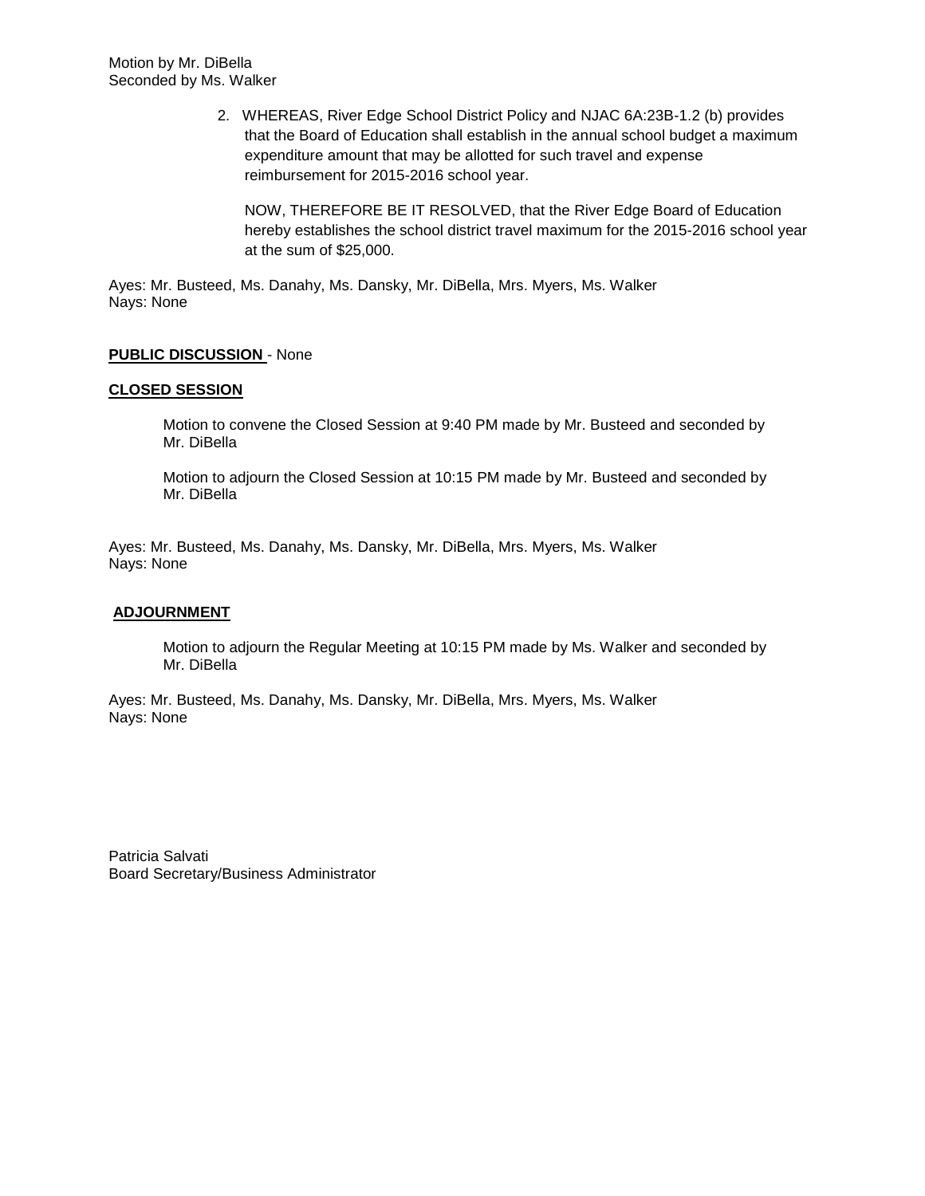Motion by Mr. DiBella
Seconded by Ms. Walker

2. WHEREAS, River Edge School District Policy and NJAC 6A:23B-1.2 (b) provides that the Board of Education shall establish in the annual school budget a maximum expenditure amount that may be allotted for such travel and expense reimbursement for 2015-2016 school year.

   NOW, THEREFORE BE IT RESOLVED, that the River Edge Board of Education hereby establishes the school district travel maximum for the 2015-2016 school year at the sum of $25,000.

Ayes: Mr. Busteed, Ms. Danahy, Ms. Dansky, Mr. DiBella, Mrs. Myers, Ms. Walker
Nays: None

**PUBLIC DISCUSSION** - None

**CLOSED SESSION**

Motion to convene the Closed Session at 9:40 PM made by Mr. Busteed and seconded by Mr. DiBella

Motion to adjourn the Closed Session at 10:15 PM made by Mr. Busteed and seconded by Mr. DiBella

Ayes: Mr. Busteed, Ms. Danahy, Ms. Dansky, Mr. DiBella, Mrs. Myers, Ms. Walker
Nays: None

**ADJOURNMENT**

Motion to adjourn the Regular Meeting at 10:15 PM made by Ms. Walker and seconded by Mr. DiBella

Ayes: Mr. Busteed, Ms. Danahy, Ms. Dansky, Mr. DiBella, Mrs. Myers, Ms. Walker
Nays: None

Patricia Salvati
Board Secretary/Business Administrator